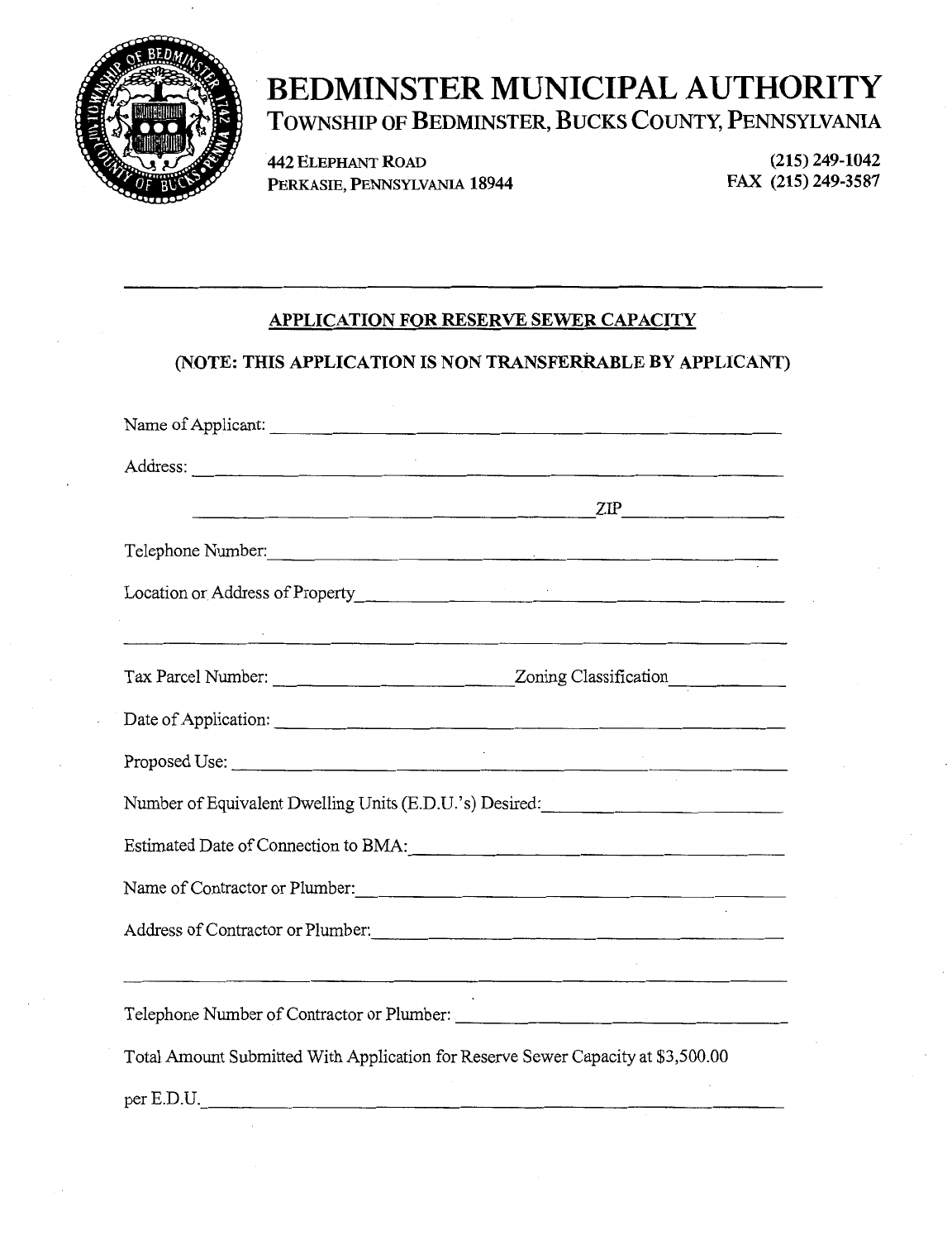# BEDMINSTER MUNICIPAL AUTHORITY

## TOWNSHIP OF BEDMINSTER, BUCKS COUNTY, PENNSYLVANIA

442 ELEPHANT ROAD
PERKASIE, PENNSYLVANIA 18944

(215) 249-1042
FAX (215) 249-3587

---

### APPLICATION FOR RESERVE SEWER CAPACITY

**(NOTE: THIS APPLICATION IS NON TRANSFERRABLE BY APPLICANT)**

Name of Applicant: ______________________________

Address: ______________________________

______________________________ ZIP ______________

Telephone Number: ______________________________

Location or Address of Property ______________________________

______________________________

Tax Parcel Number: ______________ Zoning Classification ______________

Date of Application: ______________________________

Proposed Use: ______________________________

Number of Equivalent Dwelling Units (E.D.U.'s) Desired: ______________________________

Estimated Date of Connection to BMA: ______________________________

Name of Contractor or Plumber: ______________________________

Address of Contractor or Plumber: ______________________________

______________________________

Telephone Number of Contractor or Plumber: ______________________________

Total Amount Submitted With Application for Reserve Sewer Capacity at $3,500.00 per E.D.U. ______________________________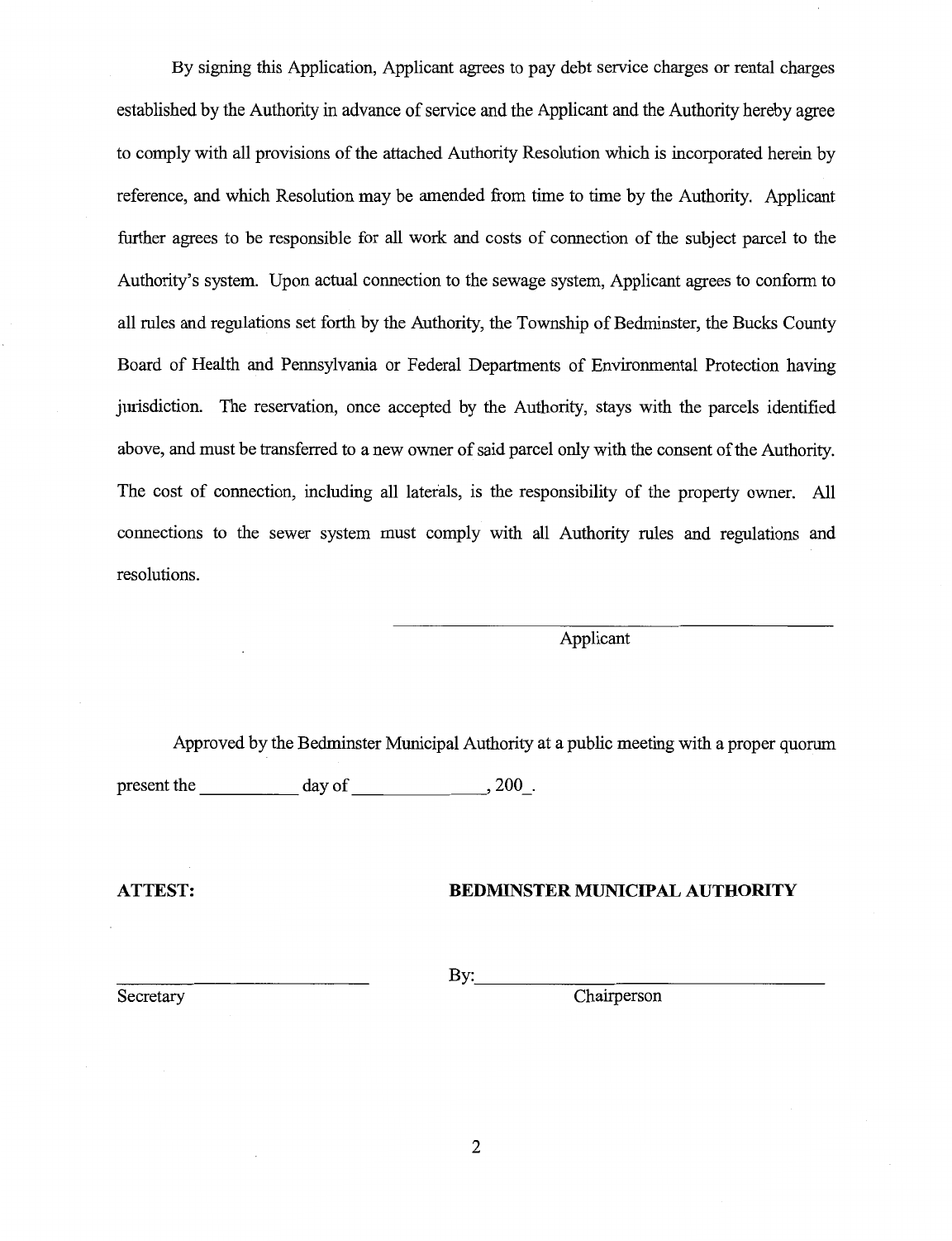By signing this Application, Applicant agrees to pay debt service charges or rental charges established by the Authority in advance of service and the Applicant and the Authority hereby agree to comply with all provisions of the attached Authority Resolution which is incorporated herein by reference, and which Resolution may be amended from time to time by the Authority. Applicant further agrees to be responsible for all work and costs of connection of the subject parcel to the Authority's system. Upon actual connection to the sewage system, Applicant agrees to conform to all rules and regulations set forth by the Authority, the Township of Bedminster, the Bucks County Board of Health and Pennsylvania or Federal Departments of Environmental Protection having jurisdiction. The reservation, once accepted by the Authority, stays with the parcels identified above, and must be transferred to a new owner of said parcel only with the consent of the Authority. The cost of connection, including all laterals, is the responsibility of the property owner. All connections to the sewer system must comply with all Authority rules and regulations and resolutions.

\_\_\_\_\_\_\_\_\_\_\_\_\_\_\_\_\_\_\_\_\_\_\_\_\_\_\_\_\_\_\_\_\_\_\_\_

Applicant

Approved by the Bedminster Municipal Authority at a public meeting with a proper quorum present the \_\_\_\_\_\_\_\_\_\_ day of \_\_\_\_\_\_\_\_\_\_\_\_\_\_, 200\_.

**ATTEST:** **BEDMINSTER MUNICIPAL AUTHORITY**

\_\_\_\_\_\_\_\_\_\_\_\_\_\_\_\_\_\_\_\_\_\_\_\_\_\_ By:\_\_\_\_\_\_\_\_\_\_\_\_\_\_\_\_\_\_\_\_\_\_\_\_\_\_\_\_\_\_\_\_\_\_\_\_

Secretary Chairperson